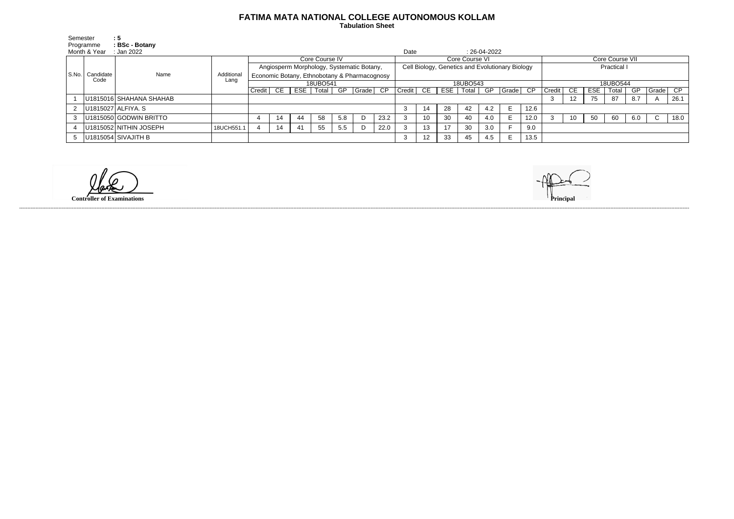# FATIMA MATA NATIONAL COLLEGE AUTONOMOUS KOLLAM

**Tabulation Sheet**

Semester : **5**
Programme : **BSc - Botany**
Month & Year : Jan 2022
Date : 26-04-2022

| S.No. | Candidate Code | Name | Additional Lang | Core Course IV | | | | | | | Core Course VI | | | | | | | Core Course VII | | | | | | |
|---|---|---|---|---|---|---|---|---|---|---|---|---|---|---|---|---|---|---|---|---|---|---|---|---|
| | | | | Angiosperm Morphology, Systematic Botany, Economic Botany, Ethnobotany & Pharmacognosy | | | | | | | Cell Biology, Genetics and Evolutionary Biology | | | | | | | Practical I | | | | | | |
| | | | | 18UBO541 | | | | | | | 18UBO543 | | | | | | | 18UBO544 | | | | | | |
| | | | | Credit | CE | ESE | Total | GP | Grade | CP | Credit | CE | ESE | Total | GP | Grade | CP | Credit | CE | ESE | Total | GP | Grade | CP |
| 1 | U1815016 | SHAHANA SHAHAB | | | | | | | | | | | | | | | | 3 | 12 | 75 | 87 | 8.7 | A | 26.1 |
| 2 | U1815027 | ALFIYA. S | | | | | | | | | 3 | 14 | 28 | 42 | 4.2 | E | 12.6 | | | | | | | |
| 3 | U1815050 | GODWIN BRITTO | | 4 | 14 | 44 | 58 | 5.8 | D | 23.2 | 3 | 10 | 30 | 40 | 4.0 | E | 12.0 | 3 | 10 | 50 | 60 | 6.0 | C | 18.0 |
| 4 | U1815052 | NITHIN JOSEPH | 18UCH551.1 | 4 | 14 | 41 | 55 | 5.5 | D | 22.0 | 3 | 13 | 17 | 30 | 3.0 | F | 9.0 | | | | | | | |
| 5 | U1815054 | SIVAJITH B | | | | | | | | | 3 | 12 | 33 | 45 | 4.5 | E | 13.5 | | | | | | | |

**Controller of Examinations**

**Principal**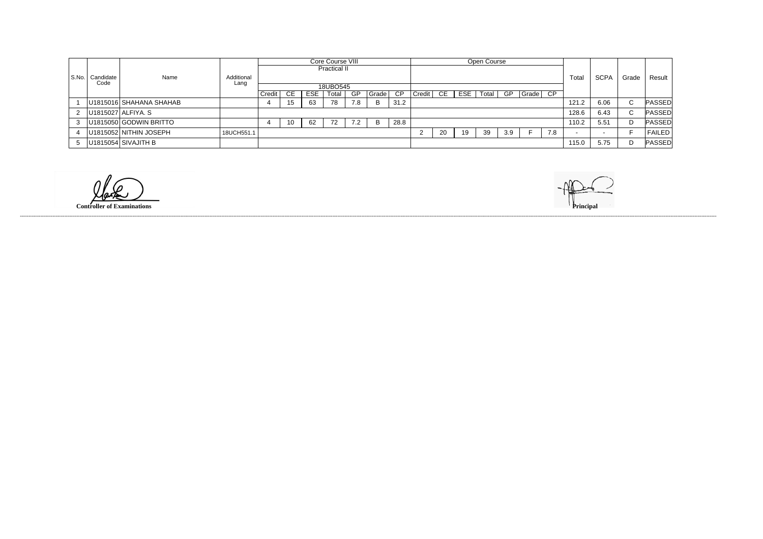| S.No. | Candidate Code | Name | Additional Lang | Core Course VIII Practical II 18UBO545 | | | | | | | Open Course | | | | | | | | Total | SCPA | Grade | Result |
|---|---|---|---|---|---|---|---|---|---|---|---|---|---|---|---|---|---|---|---|---|---|---|
| | | | | Credit | CE | ESE | Total | GP | Grade | CP | Credit | CE | ESE | Total | GP | Grade | CP | | | | | |
| 1 | U1815016 | SHAHANA SHAHAB | | 4 | 15 | 63 | 78 | 7.8 | B | 31.2 | | | | | | | | | 121.2 | 6.06 | C | PASSED |
| 2 | U1815027 | ALFIYA. S | | | | | | | | | | | | | | | | | 128.6 | 6.43 | C | PASSED |
| 3 | U1815050 | GODWIN BRITTO | | 4 | 10 | 62 | 72 | 7.2 | B | 28.8 | | | | | | | | | 110.2 | 5.51 | D | PASSED |
| 4 | U1815052 | NITHIN JOSEPH | 18UCH551.1 | | | | | | | | 2 | 20 | 19 | 39 | 3.9 | F | 7.8 | | - | - | F | FAILED |
| 5 | U1815054 | SIVAJITH B | | | | | | | | | | | | | | | | | 115.0 | 5.75 | D | PASSED |

**Controller of Examinations**

**Principal**